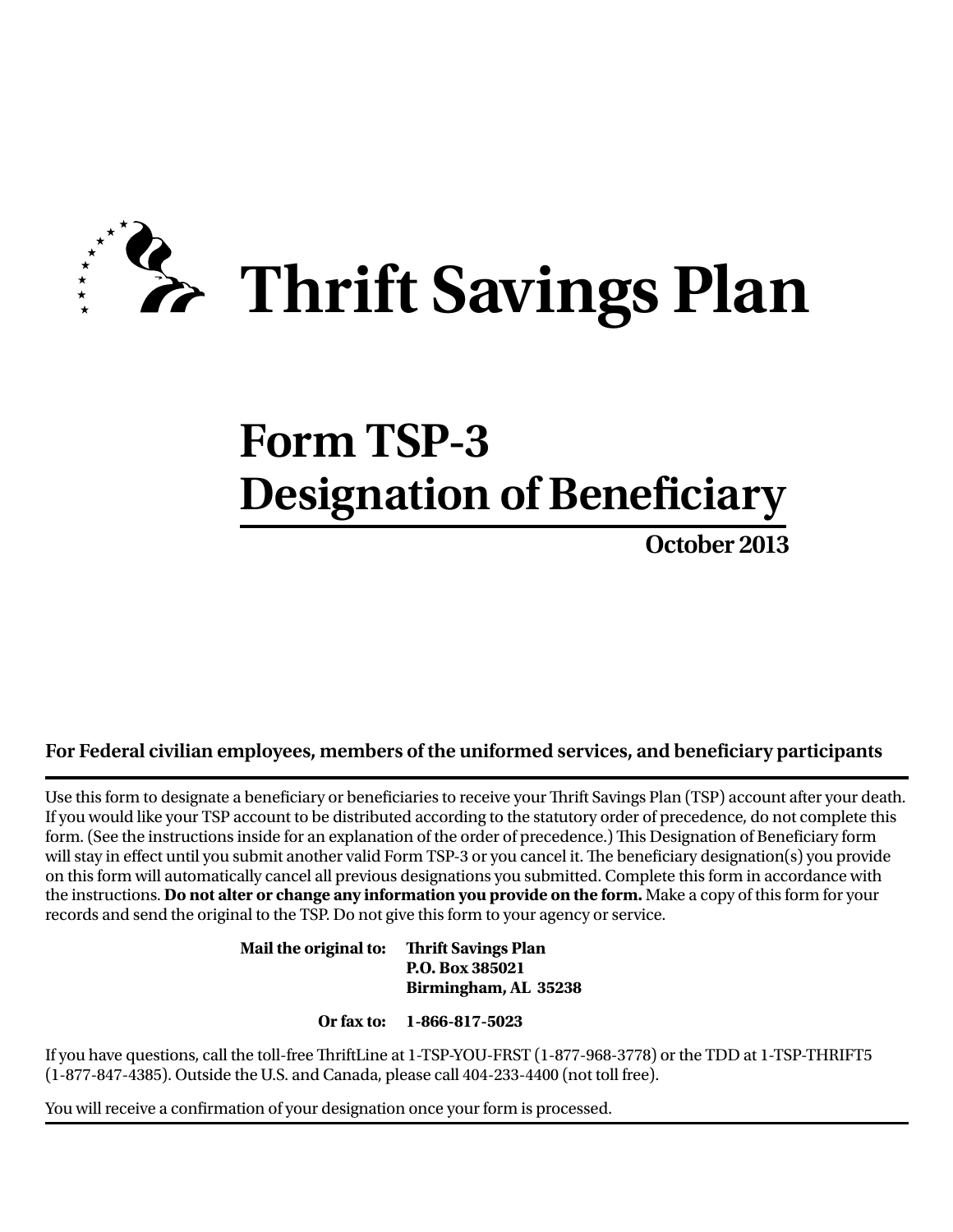# Thrift Savings Plan

## Form TSP-3
## Designation of Beneficiary

**October 2013**

**For Federal civilian employees, members of the uniformed services, and beneficiary participants**

Use this form to designate a beneficiary or beneficiaries to receive your Thrift Savings Plan (TSP) account after your death. If you would like your TSP account to be distributed according to the statutory order of precedence, do not complete this form. (See the instructions inside for an explanation of the order of precedence.) This Designation of Beneficiary form will stay in effect until you submit another valid Form TSP-3 or you cancel it. The beneficiary designation(s) you provide on this form will automatically cancel all previous designations you submitted. Complete this form in accordance with the instructions. **Do not alter or change any information you provide on the form.** Make a copy of this form for your records and send the original to the TSP. Do not give this form to your agency or service.

**Mail the original to:** **Thrift Savings Plan**
**P.O. Box 385021**
**Birmingham, AL 35238**

**Or fax to:** **1-866-817-5023**

If you have questions, call the toll-free ThriftLine at 1-TSP-YOU-FRST (1-877-968-3778) or the TDD at 1-TSP-THRIFT5 (1-877-847-4385). Outside the U.S. and Canada, please call 404-233-4400 (not toll free).

You will receive a confirmation of your designation once your form is processed.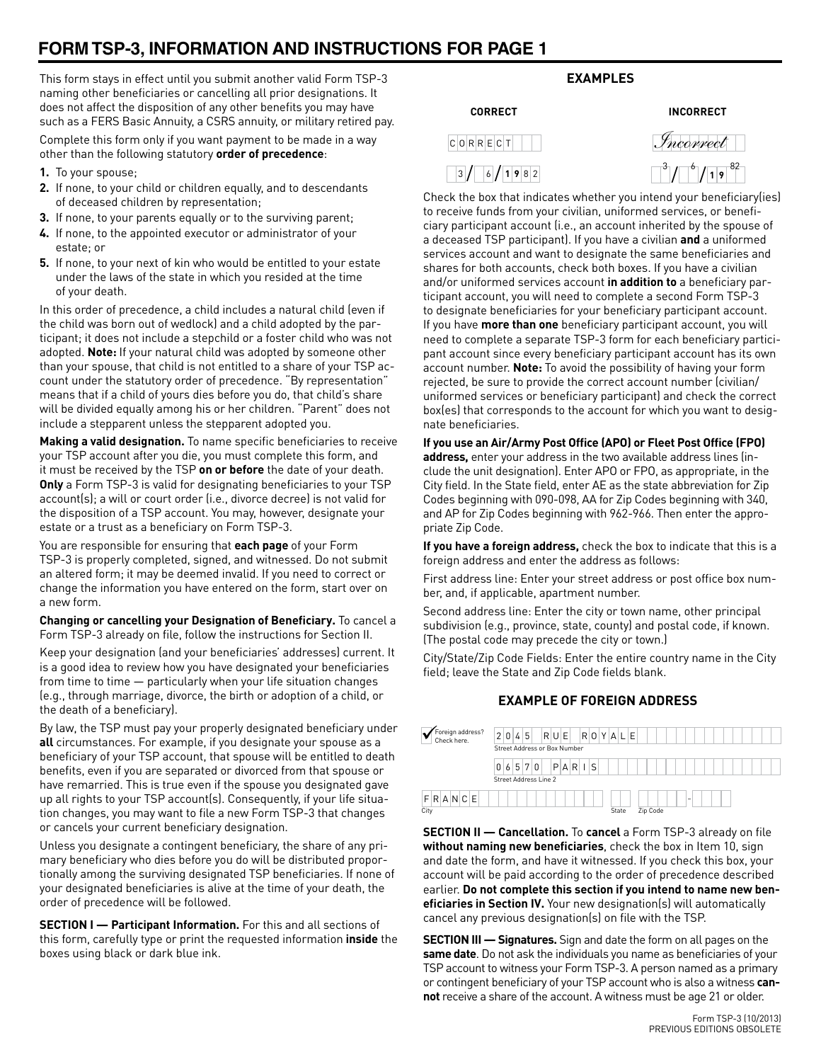# FORM TSP-3, INFORMATION AND INSTRUCTIONS FOR PAGE 1

This form stays in effect until you submit another valid Form TSP-3 naming other beneficiaries or cancelling all prior designations. It does not affect the disposition of any other benefits you may have such as a FERS Basic Annuity, a CSRS annuity, or military retired pay.

Complete this form only if you want payment to be made in a way other than the following statutory **order of precedence**:

1. To your spouse;
2. If none, to your child or children equally, and to descendants of deceased children by representation;
3. If none, to your parents equally or to the surviving parent;
4. If none, to the appointed executor or administrator of your estate; or
5. If none, to your next of kin who would be entitled to your estate under the laws of the state in which you resided at the time of your death.

In this order of precedence, a child includes a natural child (even if the child was born out of wedlock) and a child adopted by the participant; it does not include a stepchild or a foster child who was not adopted. **Note:** If your natural child was adopted by someone other than your spouse, that child is not entitled to a share of your TSP account under the statutory order of precedence. "By representation" means that if a child of yours dies before you do, that child's share will be divided equally among his or her children. "Parent" does not include a stepparent unless the stepparent adopted you.

**Making a valid designation.** To name specific beneficiaries to receive your TSP account after you die, you must complete this form, and it must be received by the TSP **on or before** the date of your death. **Only** a Form TSP-3 is valid for designating beneficiaries to your TSP account(s); a will or court order (i.e., divorce decree) is not valid for the disposition of a TSP account. You may, however, designate your estate or a trust as a beneficiary on Form TSP-3.

You are responsible for ensuring that **each page** of your Form TSP-3 is properly completed, signed, and witnessed. Do not submit an altered form; it may be deemed invalid. If you need to correct or change the information you have entered on the form, start over on a new form.

**Changing or cancelling your Designation of Beneficiary.** To cancel a Form TSP-3 already on file, follow the instructions for Section II.

Keep your designation (and your beneficiaries' addresses) current. It is a good idea to review how you have designated your beneficiaries from time to time — particularly when your life situation changes (e.g., through marriage, divorce, the birth or adoption of a child, or the death of a beneficiary).

By law, the TSP must pay your properly designated beneficiary under **all** circumstances. For example, if you designate your spouse as a beneficiary of your TSP account, that spouse will be entitled to death benefits, even if you are separated or divorced from that spouse or have remarried. This is true even if the spouse you designated gave up all rights to your TSP account(s). Consequently, if your life situation changes, you may want to file a new Form TSP-3 that changes or cancels your current beneficiary designation.

Unless you designate a contingent beneficiary, the share of any primary beneficiary who dies before you do will be distributed proportionally among the surviving designated TSP beneficiaries. If none of your designated beneficiaries is alive at the time of your death, the order of precedence will be followed.

**SECTION I — Participant Information.** For this and all sections of this form, carefully type or print the requested information **inside** the boxes using black or dark blue ink.

## EXAMPLES

| CORRECT | INCORRECT |
|---|---|
| CORRECT | *Incorrect* |
| 3 / 6 / 1982 | 3 / 6 / 1982 |

Check the box that indicates whether you intend your beneficiary(ies) to receive funds from your civilian, uniformed services, or beneficiary participant account (i.e., an account inherited by the spouse of a deceased TSP participant). If you have a civilian **and** a uniformed services account and want to designate the same beneficiaries and shares for both accounts, check both boxes. If you have a civilian and/or uniformed services account **in addition to** a beneficiary participant account, you will need to complete a second Form TSP-3 to designate beneficiaries for your beneficiary participant account. If you have **more than one** beneficiary participant account, you will need to complete a separate TSP-3 form for each beneficiary participant account since every beneficiary participant account has its own account number. **Note:** To avoid the possibility of having your form rejected, be sure to provide the correct account number (civilian/uniformed services or beneficiary participant) and check the correct box(es) that corresponds to the account for which you want to designate beneficiaries.

**If you use an Air/Army Post Office (APO) or Fleet Post Office (FPO) address,** enter your address in the two available address lines (include the unit designation). Enter APO or FPO, as appropriate, in the City field. In the State field, enter AE as the state abbreviation for Zip Codes beginning with 090-098, AA for Zip Codes beginning with 340, and AP for Zip Codes beginning with 962-966. Then enter the appropriate Zip Code.

**If you have a foreign address,** check the box to indicate that this is a foreign address and enter the address as follows:

First address line: Enter your street address or post office box number, and, if applicable, apartment number.

Second address line: Enter the city or town name, other principal subdivision (e.g., province, state, county) and postal code, if known. (The postal code may precede the city or town.)

City/State/Zip Code Fields: Enter the entire country name in the City field; leave the State and Zip Code fields blank.

## EXAMPLE OF FOREIGN ADDRESS

✔ Foreign address? Check here.

Street Address or Box Number: 2045 RUE ROYALE

Street Address Line 2: 06570 PARIS

City: FRANCE    State: ___    Zip Code: ___

**SECTION II — Cancellation.** To **cancel** a Form TSP-3 already on file **without naming new beneficiaries**, check the box in Item 10, sign and date the form, and have it witnessed. If you check this box, your account will be paid according to the order of precedence described earlier. **Do not complete this section if you intend to name new beneficiaries in Section IV.** Your new designation(s) will automatically cancel any previous designation(s) on file with the TSP.

**SECTION III — Signatures.** Sign and date the form on all pages on the **same date**. Do not ask the individuals you name as beneficiaries of your TSP account to witness your Form TSP-3. A person named as a primary or contingent beneficiary of your TSP account who is also a witness **cannot** receive a share of the account. A witness must be age 21 or older.

Form TSP-3 (10/2013)
PREVIOUS EDITIONS OBSOLETE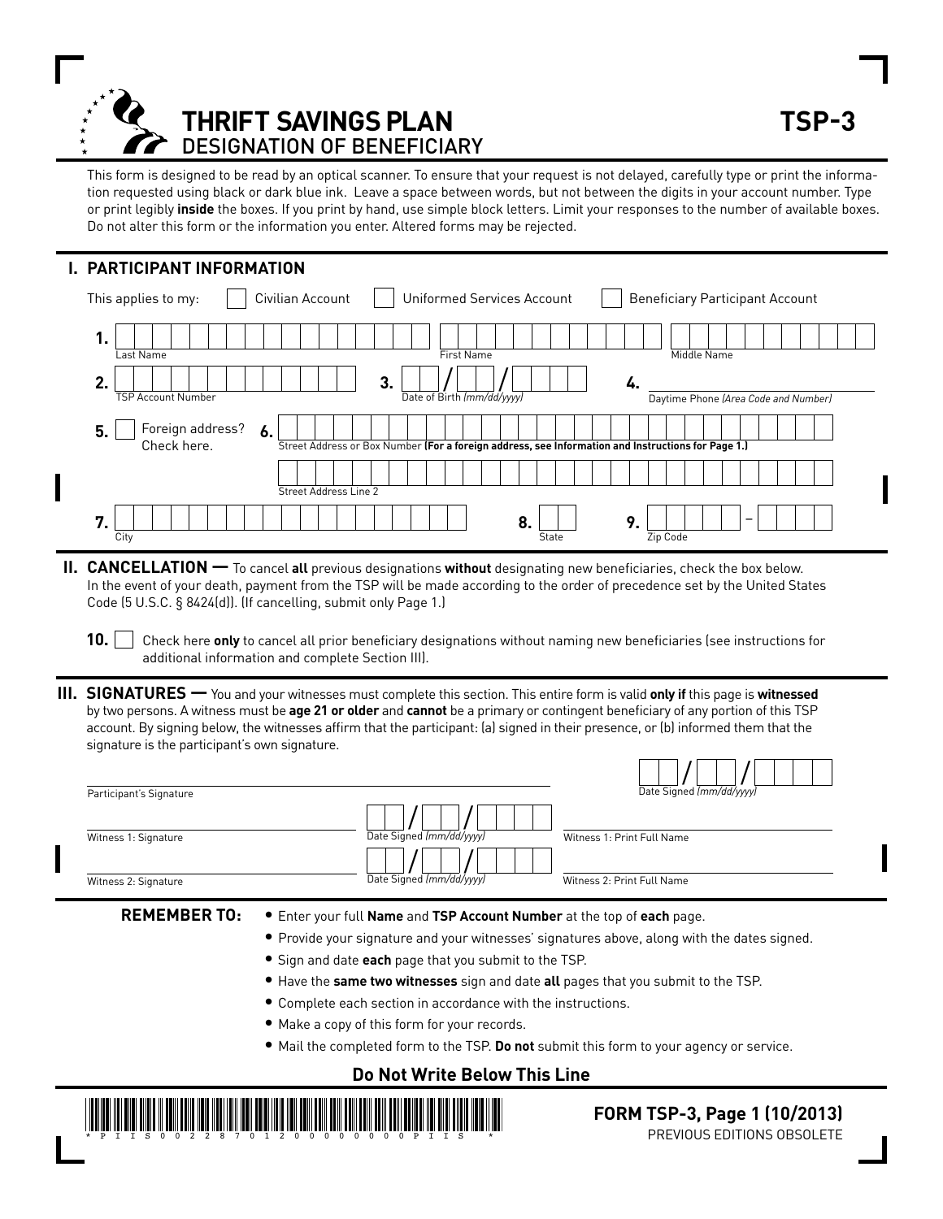# THRIFT SAVINGS PLAN
## DESIGNATION OF BENEFICIARY

**TSP-3**

This form is designed to be read by an optical scanner. To ensure that your request is not delayed, carefully type or print the information requested using black or dark blue ink. Leave a space between words, but not between the digits in your account number. Type or print legibly **inside** the boxes. If you print by hand, use simple block letters. Limit your responses to the number of available boxes. Do not alter this form or the information you enter. Altered forms may be rejected.

## I. PARTICIPANT INFORMATION

This applies to my: ☐ Civilian Account ☐ Uniformed Services Account ☐ Beneficiary Participant Account

**1.** Last Name ______ First Name ______ Middle Name ______

**2.** TSP Account Number ______ **3.** Date of Birth *(mm/dd/yyyy)* __/__/____ **4.** Daytime Phone *(Area Code and Number)* ______

**5.** ☐ Foreign address? Check here. **6.** Street Address or Box Number **(For a foreign address, see Information and Instructions for Page 1.)** ______

Street Address Line 2 ______

**7.** City ______ **8.** State ______ **9.** Zip Code ______ – ______

## II. CANCELLATION —

To cancel **all** previous designations **without** designating new beneficiaries, check the box below. In the event of your death, payment from the TSP will be made according to the order of precedence set by the United States Code (5 U.S.C. § 8424(d)). (If cancelling, submit only Page 1.)

**10.** ☐ Check here **only** to cancel all prior beneficiary designations without naming new beneficiaries (see instructions for additional information and complete Section III).

## III. SIGNATURES —

You and your witnesses must complete this section. This entire form is valid **only if** this page is **witnessed** by two persons. A witness must be **age 21 or older** and **cannot** be a primary or contingent beneficiary of any portion of this TSP account. By signing below, the witnesses affirm that the participant: (a) signed in their presence, or (b) informed them that the signature is the participant's own signature.

Participant's Signature ______ Date Signed *(mm/dd/yyyy)* __/__/____

Witness 1: Signature ______ Date Signed *(mm/dd/yyyy)* __/__/____ Witness 1: Print Full Name ______

Witness 2: Signature ______ Date Signed *(mm/dd/yyyy)* __/__/____ Witness 2: Print Full Name ______

**REMEMBER TO:**

- Enter your full **Name** and **TSP Account Number** at the top of **each** page.
- Provide your signature and your witnesses' signatures above, along with the dates signed.
- Sign and date **each** page that you submit to the TSP.
- Have the **same two witnesses** sign and date **all** pages that you submit to the TSP.
- Complete each section in accordance with the instructions.
- Make a copy of this form for your records.
- Mail the completed form to the TSP. **Do not** submit this form to your agency or service.

**Do Not Write Below This Line**

\*PIIS002287012000000000PIIS\*

**FORM TSP-3, Page 1 (10/2013)**
PREVIOUS EDITIONS OBSOLETE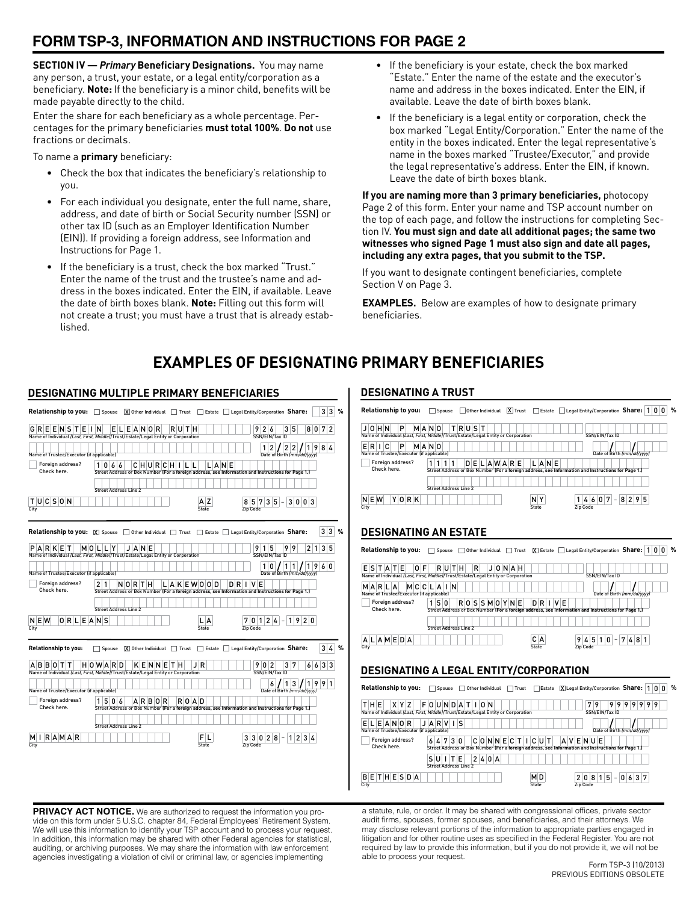# FORM TSP-3, INFORMATION AND INSTRUCTIONS FOR PAGE 2

**SECTION IV — *Primary* Beneficiary Designations.** You may name any person, a trust, your estate, or a legal entity/corporation as a beneficiary. **Note:** If the beneficiary is a minor child, benefits will be made payable directly to the child.

Enter the share for each beneficiary as a whole percentage. Percentages for the primary beneficiaries **must total 100%**. **Do not** use fractions or decimals.

To name a **primary** beneficiary:

- Check the box that indicates the beneficiary's relationship to you.
- For each individual you designate, enter the full name, share, address, and date of birth or Social Security number (SSN) or other tax ID (such as an Employer Identification Number (EIN)). If providing a foreign address, see Information and Instructions for Page 1.
- If the beneficiary is a trust, check the box marked "Trust." Enter the name of the trust and the trustee's name and address in the boxes indicated. Enter the EIN, if available. Leave the date of birth boxes blank. **Note:** Filling out this form will not create a trust; you must have a trust that is already established.
- If the beneficiary is your estate, check the box marked "Estate." Enter the name of the estate and the executor's name and address in the boxes indicated. Enter the EIN, if available. Leave the date of birth boxes blank.
- If the beneficiary is a legal entity or corporation, check the box marked "Legal Entity/Corporation." Enter the name of the entity in the boxes indicated. Enter the legal representative's name in the boxes marked "Trustee/Executor," and provide the legal representative's address. Enter the EIN, if known. Leave the date of birth boxes blank.

**If you are naming more than 3 primary beneficiaries,** photocopy Page 2 of this form. Enter your name and TSP account number on the top of each page, and follow the instructions for completing Section IV. **You must sign and date all additional pages; the same two witnesses who signed Page 1 must also sign and date all pages, including any extra pages, that you submit to the TSP.**

If you want to designate contingent beneficiaries, complete Section V on Page 3.

**EXAMPLES.** Below are examples of how to designate primary beneficiaries.

## EXAMPLES OF DESIGNATING PRIMARY BENEFICIARIES

### DESIGNATING MULTIPLE PRIMARY BENEFICIARIES

**Relationship to you:** ☐ Spouse ☒ Other Individual ☐ Trust ☐ Estate ☐ Legal Entity/Corporation **Share:** 33 %

Name of Individual (*Last, First, Middle*)/Trust/Estate/Legal Entity or Corporation: GREENSTEIN ELEANOR RUTH
SSN/EIN/Tax ID: 926 35 8072
Name of Trustee/Executor (if applicable):
Date of Birth (*mm/dd/yyyy*): 12/22/1984
Foreign address? Check here. ☐
Street Address or Box Number (For a foreign address, see Information and Instructions for Page 1.): 1066 CHURCHILL LANE
Street Address Line 2:
City: TUCSON State: AZ Zip Code: 85735-3003

**Relationship to you:** ☒ Spouse ☐ Other Individual ☐ Trust ☐ Estate ☐ Legal Entity/Corporation **Share:** 33 %

Name of Individual (*Last, First, Middle*)/Trust/Estate/Legal Entity or Corporation: PARKET MOLLY JANE
SSN/EIN/Tax ID: 915 99 2135
Name of Trustee/Executor (if applicable):
Date of Birth (*mm/dd/yyyy*): 10/11/1960
Foreign address? Check here. ☐
Street Address or Box Number (For a foreign address, see Information and Instructions for Page 1.): 21 NORTH LAKEWOOD DRIVE
Street Address Line 2:
City: NEW ORLEANS State: LA Zip Code: 70124-1920

**Relationship to you:** ☐ Spouse ☒ Other Individual ☐ Trust ☐ Estate ☐ Legal Entity/Corporation **Share:** 34 %

Name of Individual (*Last, First, Middle*)/Trust/Estate/Legal Entity or Corporation: ABBOTT HOWARD KENNETH JR
SSN/EIN/Tax ID: 902 37 6633
Name of Trustee/Executor (if applicable):
Date of Birth (*mm/dd/yyyy*): 6/13/1991
Foreign address? Check here. ☐
Street Address or Box Number (For a foreign address, see Information and Instructions for Page 1.): 1506 ARBOR ROAD
Street Address Line 2:
City: MIRAMAR State: FL Zip Code: 33028-1234

### DESIGNATING A TRUST

**Relationship to you:** ☐ Spouse ☐ Other Individual ☒ Trust ☐ Estate ☐ Legal Entity/Corporation **Share:** 100 %

Name of Individual (*Last, First, Middle*)/Trust/Estate/Legal Entity or Corporation: JOHN P MANO TRUST
SSN/EIN/Tax ID:
Name of Trustee/Executor (if applicable): ERIC P MANO
Date of Birth (*mm/dd/yyyy*):
Foreign address? Check here. ☐
Street Address or Box Number (For a foreign address, see Information and Instructions for Page 1.): 1111 DELAWARE LANE
Street Address Line 2:
City: NEW YORK State: NY Zip Code: 14607-8295

### DESIGNATING AN ESTATE

**Relationship to you:** ☐ Spouse ☐ Other Individual ☐ Trust ☒ Estate ☐ Legal Entity/Corporation **Share:** 100 %

Name of Individual (*Last, First, Middle*)/Trust/Estate/Legal Entity or Corporation: ESTATE OF RUTH R JONAH
SSN/EIN/Tax ID:
Name of Trustee/Executor (if applicable): MARLA MCCLAIN
Date of Birth (*mm/dd/yyyy*):
Foreign address? Check here. ☐
Street Address or Box Number (For a foreign address, see Information and Instructions for Page 1.): 150 ROSSMOYNE DRIVE
Street Address Line 2:
City: ALAMEDA State: CA Zip Code: 94510-7481

### DESIGNATING A LEGAL ENTITY/CORPORATION

**Relationship to you:** ☐ Spouse ☐ Other Individual ☐ Trust ☐ Estate ☒ Legal Entity/Corporation **Share:** 100 %

Name of Individual (*Last, First, Middle*)/Trust/Estate/Legal Entity or Corporation: THE XYZ FOUNDATION
SSN/EIN/Tax ID: 79 9999999
Name of Trustee/Executor (if applicable): ELEANOR JARVIS
Date of Birth (*mm/dd/yyyy*):
Foreign address? Check here. ☐
Street Address or Box Number (For a foreign address, see Information and Instructions for Page 1.): 64730 CONNECTICUT AVENUE
Street Address Line 2: SUITE 240A
City: BETHESDA State: MD Zip Code: 20815-0637

**PRIVACY ACT NOTICE.** We are authorized to request the information you provide on this form under 5 U.S.C. chapter 84, Federal Employees' Retirement System. We will use this information to identify your TSP account and to process your request. In addition, this information may be shared with other Federal agencies for statistical, auditing, or archiving purposes. We may share the information with law enforcement agencies investigating a violation of civil or criminal law, or agencies implementing a statute, rule, or order. It may be shared with congressional offices, private sector audit firms, spouses, former spouses, and beneficiaries, and their attorneys. We may disclose relevant portions of the information to appropriate parties engaged in litigation and for other routine uses as specified in the Federal Register. You are not required by law to provide this information, but if you do not provide it, we will not be able to process your request.

Form TSP-3 (10/2013)
PREVIOUS EDITIONS OBSOLETE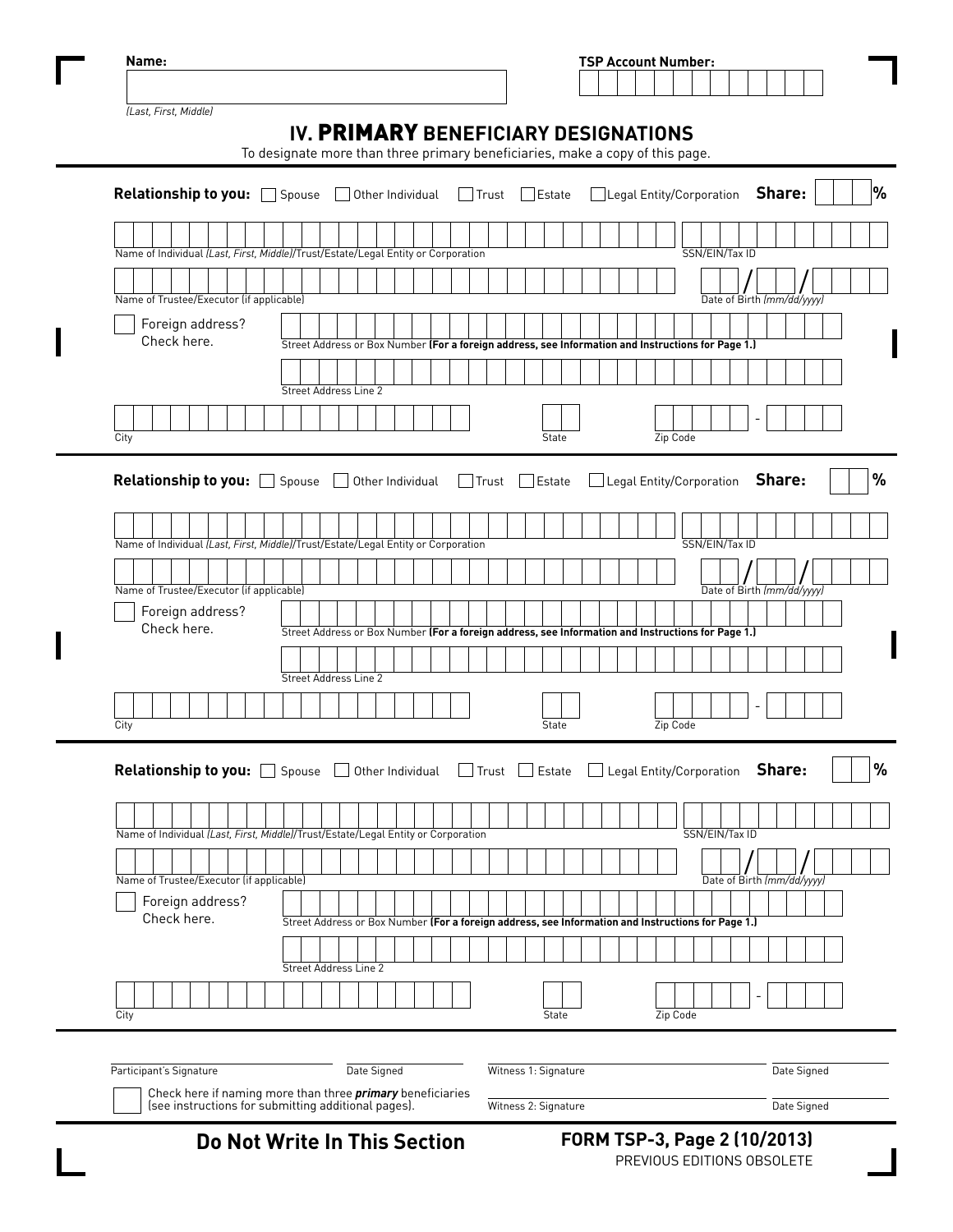**Name:**

*(Last, First, Middle)*

**TSP Account Number:**

# IV. PRIMARY BENEFICIARY DESIGNATIONS

To designate more than three primary beneficiaries, make a copy of this page.

---

**Relationship to you:** ☐ Spouse ☐ Other Individual ☐ Trust ☐ Estate ☐ Legal Entity/Corporation **Share:** %

Name of Individual *(Last, First, Middle)*/Trust/Estate/Legal Entity or Corporation

SSN/EIN/Tax ID

Name of Trustee/Executor (if applicable)

Date of Birth *(mm/dd/yyyy)*

☐ Foreign address? Check here.

Street Address or Box Number **(For a foreign address, see Information and Instructions for Page 1.)**

Street Address Line 2

City

State

Zip Code

---

**Relationship to you:** ☐ Spouse ☐ Other Individual ☐ Trust ☐ Estate ☐ Legal Entity/Corporation **Share:** %

Name of Individual *(Last, First, Middle)*/Trust/Estate/Legal Entity or Corporation

SSN/EIN/Tax ID

Name of Trustee/Executor (if applicable)

Date of Birth *(mm/dd/yyyy)*

☐ Foreign address? Check here.

Street Address or Box Number **(For a foreign address, see Information and Instructions for Page 1.)**

Street Address Line 2

City

State

Zip Code

---

**Relationship to you:** ☐ Spouse ☐ Other Individual ☐ Trust ☐ Estate ☐ Legal Entity/Corporation **Share:** %

Name of Individual *(Last, First, Middle)*/Trust/Estate/Legal Entity or Corporation

SSN/EIN/Tax ID

Name of Trustee/Executor (if applicable)

Date of Birth *(mm/dd/yyyy)*

☐ Foreign address? Check here.

Street Address or Box Number **(For a foreign address, see Information and Instructions for Page 1.)**

Street Address Line 2

City

State

Zip Code

---

Participant's Signature

Date Signed

Witness 1: Signature

Date Signed

☐ Check here if naming more than three ***primary*** beneficiaries (see instructions for submitting additional pages).

Witness 2: Signature

Date Signed

**Do Not Write In This Section**

**FORM TSP-3, Page 2 (10/2013)**
PREVIOUS EDITIONS OBSOLETE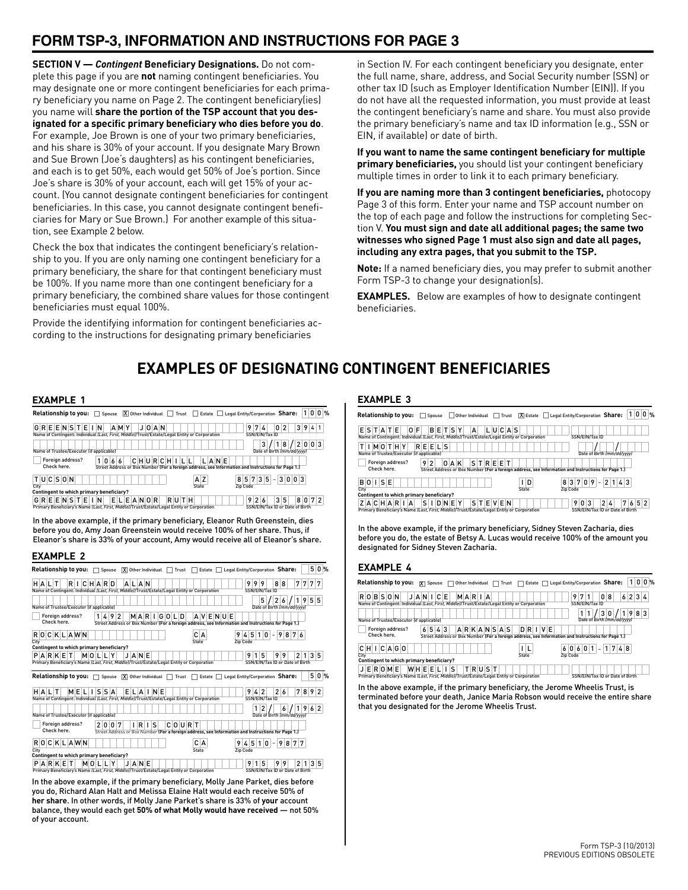## FORM TSP-3, INFORMATION AND INSTRUCTIONS FOR PAGE 3

**SECTION V — *Contingent* Beneficiary Designations.** Do not complete this page if you are **not** naming contingent beneficiaries. You may designate one or more contingent beneficiaries for each primary beneficiary you name on Page 2. The contingent beneficiary(ies) you name will **share the portion of the TSP account that you designated for a specific primary beneficiary who dies before you do**. For example, Joe Brown is one of your two primary beneficiaries, and his share is 30% of your account. If you designate Mary Brown and Sue Brown (Joe's daughters) as his contingent beneficiaries, and each is to get 50%, each would get 50% of Joe's portion. Since Joe's share is 30% of your account, each will get 15% of your account. (You cannot designate contingent beneficiaries for contingent beneficiaries. In this case, you cannot designate contingent beneficiaries for Mary or Sue Brown.) For another example of this situation, see Example 2 below.

Check the box that indicates the contingent beneficiary's relationship to you. If you are only naming one contingent beneficiary for a primary beneficiary, the share for that contingent beneficiary must be 100%. If you name more than one contingent beneficiary for a primary beneficiary, the combined share values for those contingent beneficiaries must equal 100%.

Provide the identifying information for contingent beneficiaries according to the instructions for designating primary beneficiaries in Section IV. For each contingent beneficiary you designate, enter the full name, share, address, and Social Security number (SSN) or other tax ID (such as Employer Identification Number (EIN)). If you do not have all the requested information, you must provide at least the contingent beneficiary's name and share. You must also provide the primary beneficiary's name and tax ID information (e.g., SSN or EIN, if available) or date of birth.

**If you want to name the same contingent beneficiary for multiple primary beneficiaries,** you should list your contingent beneficiary multiple times in order to link it to each primary beneficiary.

**If you are naming more than 3 contingent beneficiaries,** photocopy Page 3 of this form. Enter your name and TSP account number on the top of each page and follow the instructions for completing Section V. **You must sign and date all additional pages; the same two witnesses who signed Page 1 must also sign and date all pages, including any extra pages, that you submit to the TSP.**

**Note:** If a named beneficiary dies, you may prefer to submit another Form TSP-3 to change your designation(s).

**EXAMPLES.** Below are examples of how to designate contingent beneficiaries.

# EXAMPLES OF DESIGNATING CONTINGENT BENEFICIARIES

### EXAMPLE 1

**Relationship to you:** ☐ Spouse ☒ Other Individual ☐ Trust ☐ Estate ☐ Legal Entity/Corporation **Share:** 100%

| Field | Entry |
|---|---|
| Name of Contingent: Individual *(Last, First, Middle)*/Trust/Estate/Legal Entity or Corporation | GREENSTEIN AMY JOAN |
| SSN/EIN/Tax ID | 974 02 3941 |
| Name of Trustee/Executor (if applicable) | |
| Date of Birth *(mm/dd/yyyy)* | 3/18/2003 |
| Foreign address? Check here. | ☐ |
| Street Address or Box Number **(For a foreign address, see Information and Instructions for Page 1.)** | 1066 CHURCHILL LANE |
| City | TUCSON |
| State | AZ |
| Zip Code | 85735-3003 |
| **Contingent to which primary beneficiary?** Primary Beneficiary's Name *(Last, First, Middle)*/Trust/Estate/Legal Entity or Corporation | GREENSTEIN ELEANOR RUTH |
| SSN/EIN/Tax ID or Date of Birth | 926 35 8072 |

In the above example, if the primary beneficiary, Eleanor Ruth Greenstein, dies before you do, Amy Joan Greenstein would receive 100% of her share. Thus, if Eleanor's share is 33% of your account, Amy would receive all of Eleanor's share.

### EXAMPLE 2

**Relationship to you:** ☐ Spouse ☒ Other Individual ☐ Trust ☐ Estate ☐ Legal Entity/Corporation **Share:** 50%

| Field | Entry |
|---|---|
| Name of Contingent: Individual *(Last, First, Middle)*/Trust/Estate/Legal Entity or Corporation | HALT RICHARD ALAN |
| SSN/EIN/Tax ID | 999 88 7777 |
| Name of Trustee/Executor (if applicable) | |
| Date of Birth *(mm/dd/yyyy)* | 5/26/1955 |
| Foreign address? Check here. | ☐ |
| Street Address or Box Number **(For a foreign address, see Information and Instructions for Page 1.)** | 1492 MARIGOLD AVENUE |
| City | ROCKLAWN |
| State | CA |
| Zip Code | 94510-9876 |
| **Contingent to which primary beneficiary?** Primary Beneficiary's Name *(Last, First, Middle)*/Trust/Estate/Legal Entity or Corporation | PARKET MOLLY JANE |
| SSN/EIN/Tax ID or Date of Birth | 915 99 2135 |

**Relationship to you:** ☐ Spouse ☒ Other Individual ☐ Trust ☐ Estate ☐ Legal Entity/Corporation **Share:** 50%

| Field | Entry |
|---|---|
| Name of Contingent: Individual *(Last, First, Middle)*/Trust/Estate/Legal Entity or Corporation | HALT MELISSA ELAINE |
| SSN/EIN/Tax ID | 942 26 7892 |
| Name of Trustee/Executor (if applicable) | |
| Date of Birth *(mm/dd/yyyy)* | 12/6/1962 |
| Foreign address? Check here. | ☐ |
| Street Address or Box Number **(For a foreign address, see Information and Instructions for Page 1.)** | 2007 IRIS COURT |
| City | ROCKLAWN |
| State | CA |
| Zip Code | 94510-9877 |
| **Contingent to which primary beneficiary?** Primary Beneficiary's Name *(Last, First, Middle)*/Trust/Estate/Legal Entity or Corporation | PARKET MOLLY JANE |
| SSN/EIN/Tax ID or Date of Birth | 915 99 2135 |

In the above example, if the primary beneficiary, Molly Jane Parket, dies before you do, Richard Alan Halt and Melissa Elaine Halt would each receive 50% of **her share**. In other words, if Molly Jane Parket's share is 33% of **your** account balance, they would each get **50% of what Molly would have received** — not 50% of your account.

### EXAMPLE 3

**Relationship to you:** ☐ Spouse ☐ Other Individual ☐ Trust ☒ Estate ☐ Legal Entity/Corporation **Share:** 100%

| Field | Entry |
|---|---|
| Name of Contingent: Individual *(Last, First, Middle)*/Trust/Estate/Legal Entity or Corporation | ESTATE OF BETSY A LUCAS |
| SSN/EIN/Tax ID | |
| Name of Trustee/Executor (if applicable) | TIMOTHY REELS |
| Date of Birth *(mm/dd/yyyy)* | |
| Foreign address? Check here. | ☐ |
| Street Address or Box Number **(For a foreign address, see Information and Instructions for Page 1.)** | 92 OAK STREET |
| City | BOISE |
| State | ID |
| Zip Code | 83709-2143 |
| **Contingent to which primary beneficiary?** Primary Beneficiary's Name *(Last, First, Middle)*/Trust/Estate/Legal Entity or Corporation | ZACHARIA SIDNEY STEVEN |
| SSN/EIN/Tax ID or Date of Birth | 903 24 7652 |

In the above example, if the primary beneficiary, Sidney Steven Zacharia, dies before you do, the estate of Betsy A. Lucas would receive 100% of the amount you designated for Sidney Steven Zacharia.

### EXAMPLE 4

**Relationship to you:** ☒ Spouse ☐ Other Individual ☐ Trust ☐ Estate ☐ Legal Entity/Corporation **Share:** 100%

| Field | Entry |
|---|---|
| Name of Contingent: Individual *(Last, First, Middle)*/Trust/Estate/Legal Entity or Corporation | ROBSON JANICE MARIA |
| SSN/EIN/Tax ID | 971 08 6234 |
| Name of Trustee/Executor (if applicable) | |
| Date of Birth *(mm/dd/yyyy)* | 11/30/1983 |
| Foreign address? Check here. | ☐ |
| Street Address or Box Number **(For a foreign address, see Information and Instructions for Page 1.)** | 6543 ARKANSAS DRIVE |
| City | CHICAGO |
| State | IL |
| Zip Code | 60601-1748 |
| **Contingent to which primary beneficiary?** Primary Beneficiary's Name *(Last, First, Middle)*/Trust/Estate/Legal Entity or Corporation | JEROME WHEELIS TRUST |
| SSN/EIN/Tax ID or Date of Birth | |

In the above example, if the primary beneficiary, the Jerome Wheelis Trust, is terminated before your death, Janice Maria Robson would receive the entire share that you designated for the Jerome Wheelis Trust.

Form TSP-3 (10/2013)
PREVIOUS EDITIONS OBSOLETE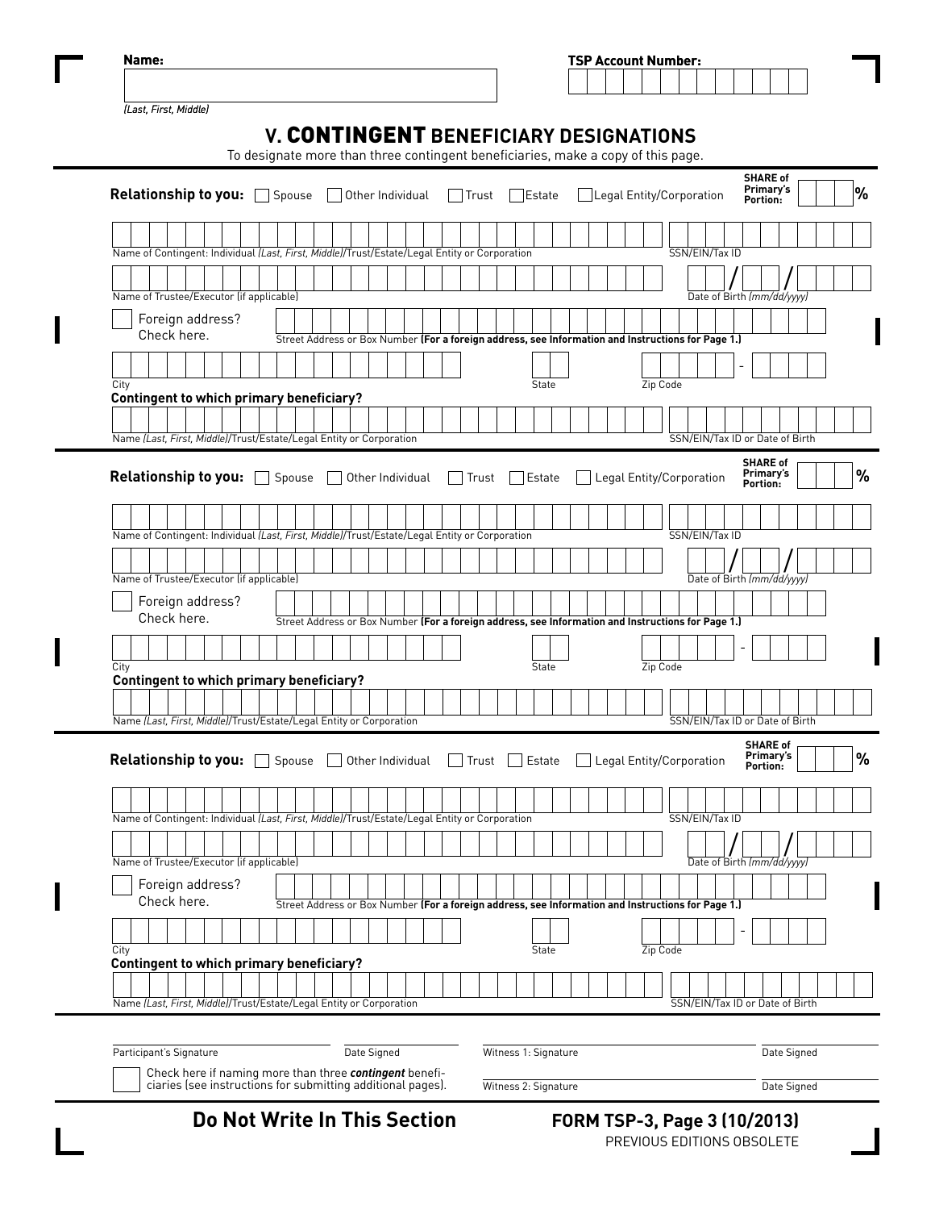**Name:**

*(Last, First, Middle)*

**TSP Account Number:**

## V. CONTINGENT BENEFICIARY DESIGNATIONS

To designate more than three contingent beneficiaries, make a copy of this page.

---

**Relationship to you:** ☐ Spouse ☐ Other Individual ☐ Trust ☐ Estate ☐ Legal Entity/Corporation **SHARE of Primary's Portion:** ____ %

Name of Contingent: Individual *(Last, First, Middle)*/Trust/Estate/Legal Entity or Corporation — SSN/EIN/Tax ID

Name of Trustee/Executor (if applicable) — Date of Birth *(mm/dd/yyyy)*

☐ Foreign address? Check here. — Street Address or Box Number **(For a foreign address, see Information and Instructions for Page 1.)**

City — State — Zip Code

**Contingent to which primary beneficiary?**

Name *(Last, First, Middle)*/Trust/Estate/Legal Entity or Corporation — SSN/EIN/Tax ID or Date of Birth

---

**Relationship to you:** ☐ Spouse ☐ Other Individual ☐ Trust ☐ Estate ☐ Legal Entity/Corporation **SHARE of Primary's Portion:** ____ %

Name of Contingent: Individual *(Last, First, Middle)*/Trust/Estate/Legal Entity or Corporation — SSN/EIN/Tax ID

Name of Trustee/Executor (if applicable) — Date of Birth *(mm/dd/yyyy)*

☐ Foreign address? Check here. — Street Address or Box Number **(For a foreign address, see Information and Instructions for Page 1.)**

City — State — Zip Code

**Contingent to which primary beneficiary?**

Name *(Last, First, Middle)*/Trust/Estate/Legal Entity or Corporation — SSN/EIN/Tax ID or Date of Birth

---

**Relationship to you:** ☐ Spouse ☐ Other Individual ☐ Trust ☐ Estate ☐ Legal Entity/Corporation **SHARE of Primary's Portion:** ____ %

Name of Contingent: Individual *(Last, First, Middle)*/Trust/Estate/Legal Entity or Corporation — SSN/EIN/Tax ID

Name of Trustee/Executor (if applicable) — Date of Birth *(mm/dd/yyyy)*

☐ Foreign address? Check here. — Street Address or Box Number **(For a foreign address, see Information and Instructions for Page 1.)**

City — State — Zip Code

**Contingent to which primary beneficiary?**

Name *(Last, First, Middle)*/Trust/Estate/Legal Entity or Corporation — SSN/EIN/Tax ID or Date of Birth

---

Participant's Signature — Date Signed

Witness 1: Signature — Date Signed

☐ Check here if naming more than three ***contingent*** beneficiaries (see instructions for submitting additional pages).

Witness 2: Signature — Date Signed

**Do Not Write In This Section**

**FORM TSP-3, Page 3 (10/2013)**
PREVIOUS EDITIONS OBSOLETE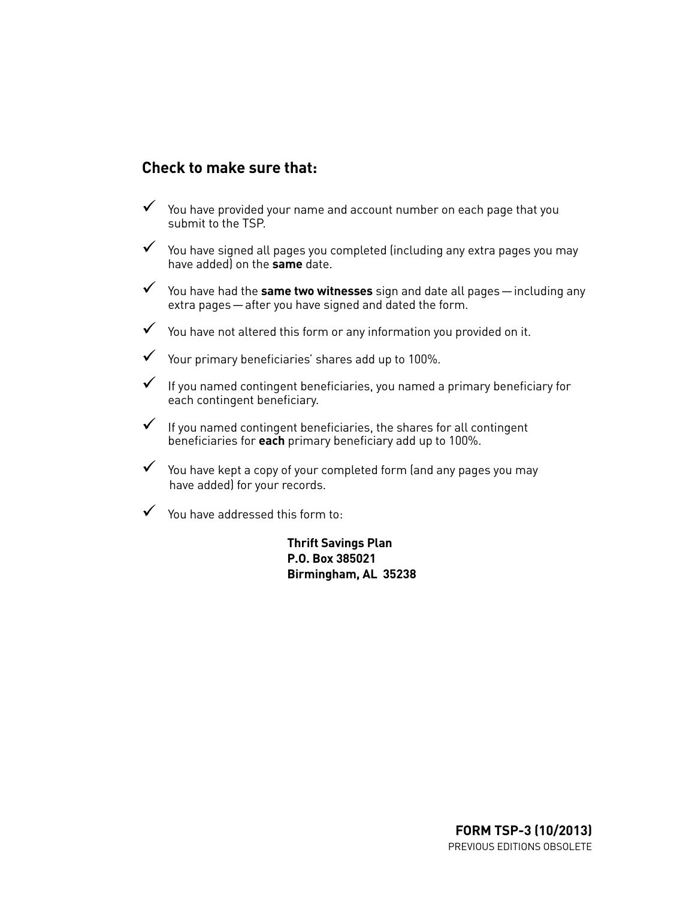## Check to make sure that:

- ✓ You have provided your name and account number on each page that you submit to the TSP.
- ✓ You have signed all pages you completed (including any extra pages you may have added) on the **same** date.
- ✓ You have had the **same two witnesses** sign and date all pages — including any extra pages — after you have signed and dated the form.
- ✓ You have not altered this form or any information you provided on it.
- ✓ Your primary beneficiaries' shares add up to 100%.
- ✓ If you named contingent beneficiaries, you named a primary beneficiary for each contingent beneficiary.
- ✓ If you named contingent beneficiaries, the shares for all contingent beneficiaries for **each** primary beneficiary add up to 100%.
- ✓ You have kept a copy of your completed form (and any pages you may have added) for your records.
- ✓ You have addressed this form to:

**Thrift Savings Plan**
**P.O. Box 385021**
**Birmingham, AL 35238**

**FORM TSP-3 (10/2013)**
PREVIOUS EDITIONS OBSOLETE